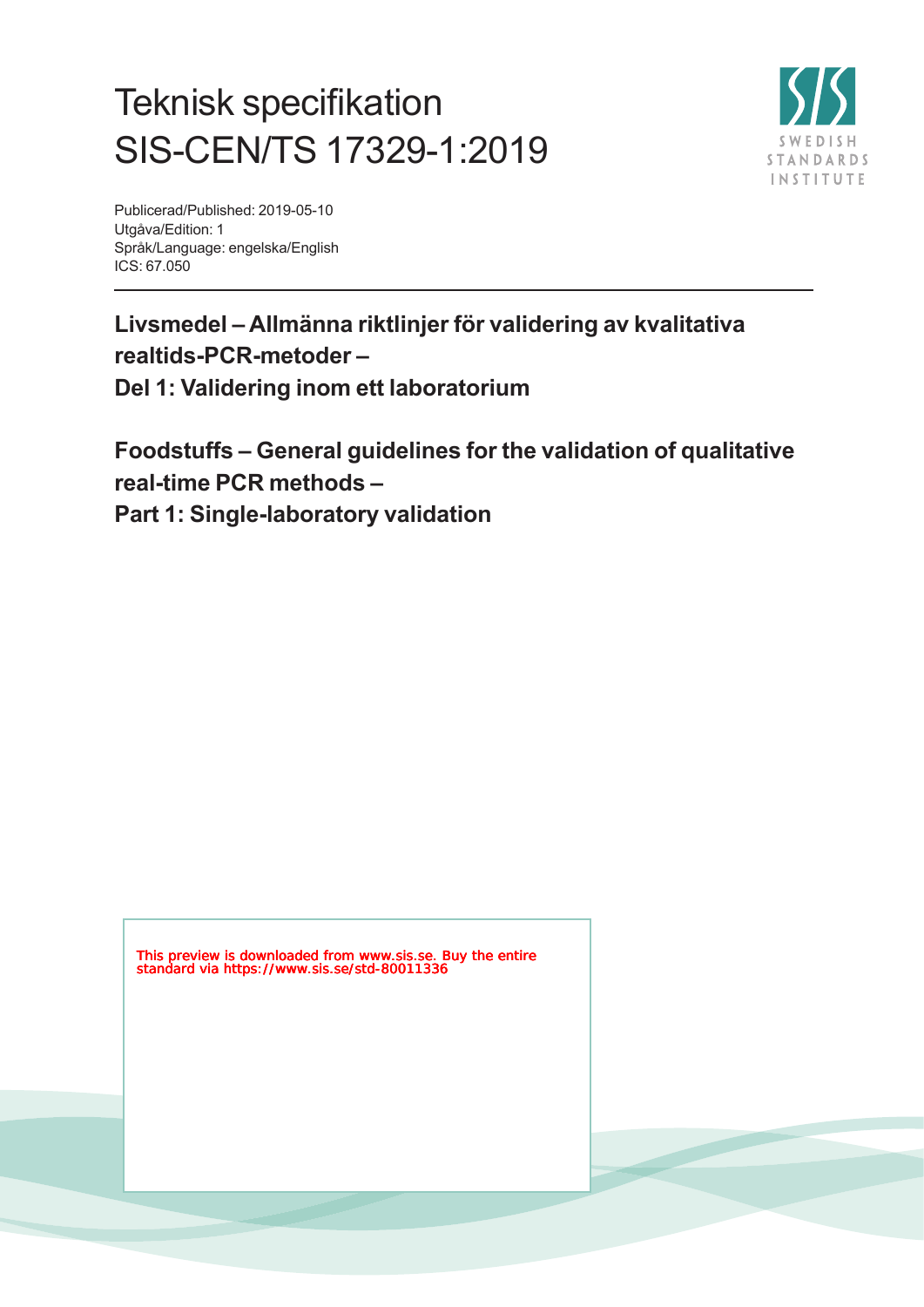# Teknisk specifikation
# SIS-CEN/TS 17329-1:2019

Publicerad/Published: 2019-05-10
Utgåva/Edition: 1
Språk/Language: engelska/English
ICS: 67.050

---

**Livsmedel – Allmänna riktlinjer för validering av kvalitativa realtids-PCR-metoder –**
**Del 1: Validering inom ett laboratorium**

**Foodstuffs – General guidelines for the validation of qualitative real-time PCR methods –**
**Part 1: Single-laboratory validation**

This preview is downloaded from www.sis.se. Buy the entire standard via https://www.sis.se/std-80011336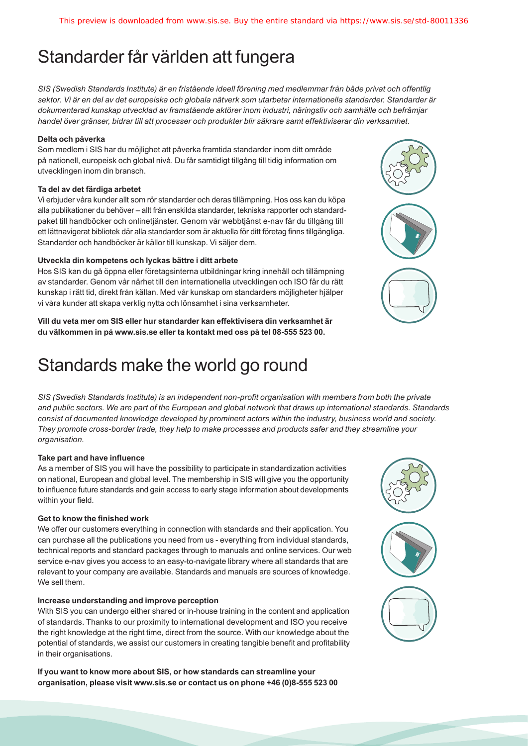# Standarder får världen att fungera

*SIS (Swedish Standards Institute) är en fristående ideell förening med medlemmar från både privat och offentlig sektor. Vi är en del av det europeiska och globala nätverk som utarbetar internationella standarder. Standarder är dokumenterad kunskap utvecklad av framstående aktörer inom industri, näringsliv och samhälle och befrämjar handel över gränser, bidrar till att processer och produkter blir säkrare samt effektiviserar din verksamhet.*

**Delta och påverka**

Som medlem i SIS har du möjlighet att påverka framtida standarder inom ditt område på nationell, europeisk och global nivå. Du får samtidigt tillgång till tidig information om utvecklingen inom din bransch.

**Ta del av det färdiga arbetet**

Vi erbjuder våra kunder allt som rör standarder och deras tillämpning. Hos oss kan du köpa alla publikationer du behöver – allt från enskilda standarder, tekniska rapporter och standardpaket till handböcker och onlinetjänster. Genom vår webbtjänst e-nav får du tillgång till ett lättnavigerat bibliotek där alla standarder som är aktuella för ditt företag finns tillgängliga. Standarder och handböcker är källor till kunskap. Vi säljer dem.

**Utveckla din kompetens och lyckas bättre i ditt arbete**

Hos SIS kan du gå öppna eller företagsinterna utbildningar kring innehåll och tillämpning av standarder. Genom vår närhet till den internationella utvecklingen och ISO får du rätt kunskap i rätt tid, direkt från källan. Med vår kunskap om standarders möjligheter hjälper vi våra kunder att skapa verklig nytta och lönsamhet i sina verksamheter.

**Vill du veta mer om SIS eller hur standarder kan effektivisera din verksamhet är du välkommen in på www.sis.se eller ta kontakt med oss på tel 08-555 523 00.**

# Standards make the world go round

*SIS (Swedish Standards Institute) is an independent non-profit organisation with members from both the private and public sectors. We are part of the European and global network that draws up international standards. Standards consist of documented knowledge developed by prominent actors within the industry, business world and society. They promote cross-border trade, they help to make processes and products safer and they streamline your organisation.*

**Take part and have influence**

As a member of SIS you will have the possibility to participate in standardization activities on national, European and global level. The membership in SIS will give you the opportunity to influence future standards and gain access to early stage information about developments within your field.

**Get to know the finished work**

We offer our customers everything in connection with standards and their application. You can purchase all the publications you need from us - everything from individual standards, technical reports and standard packages through to manuals and online services. Our web service e-nav gives you access to an easy-to-navigate library where all standards that are relevant to your company are available. Standards and manuals are sources of knowledge. We sell them.

**Increase understanding and improve perception**

With SIS you can undergo either shared or in-house training in the content and application of standards. Thanks to our proximity to international development and ISO you receive the right knowledge at the right time, direct from the source. With our knowledge about the potential of standards, we assist our customers in creating tangible benefit and profitability in their organisations.

**If you want to know more about SIS, or how standards can streamline your organisation, please visit www.sis.se or contact us on phone +46 (0)8-555 523 00**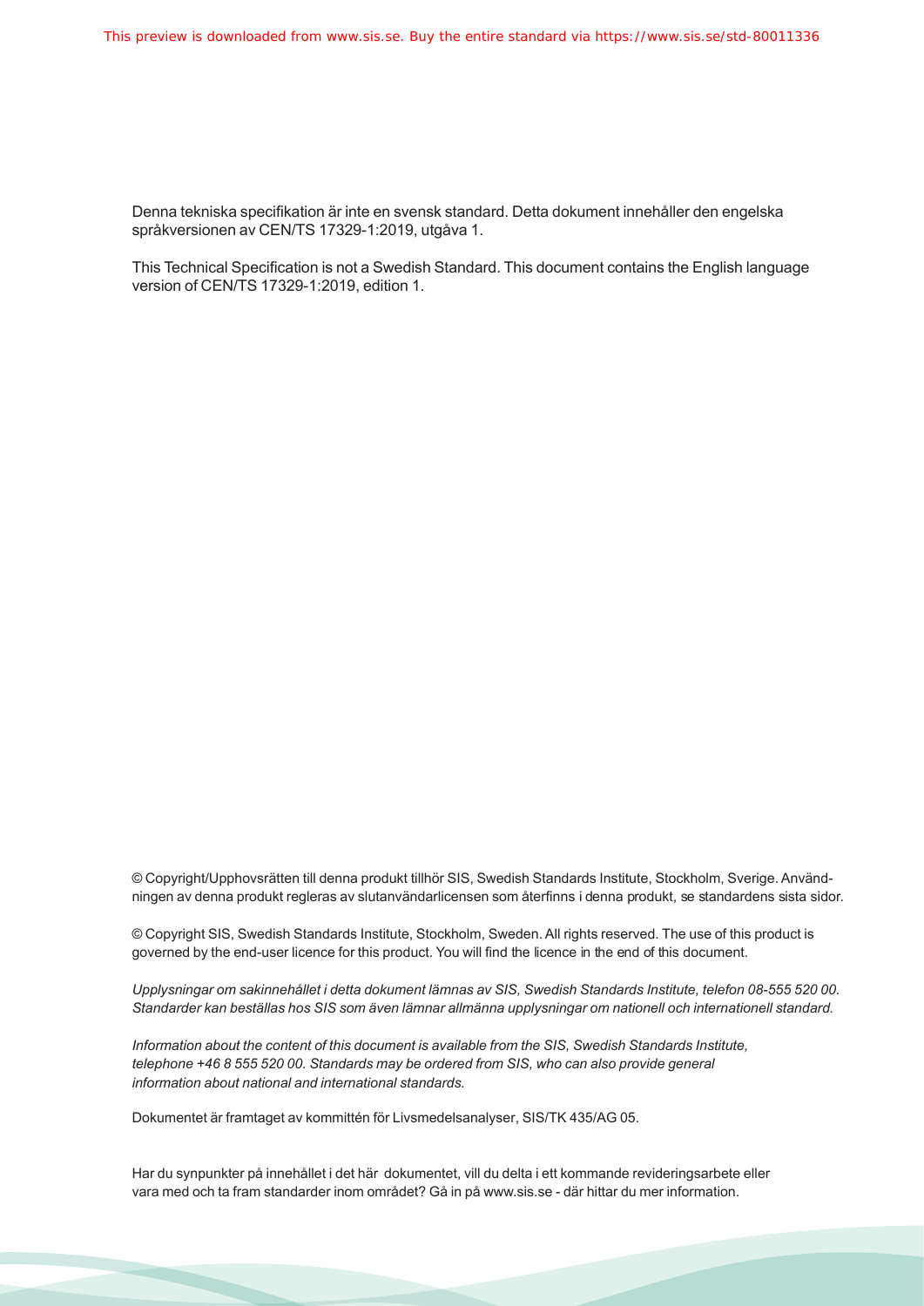This preview is downloaded from www.sis.se. Buy the entire standard via https://www.sis.se/std-80011336

Denna tekniska specifikation är inte en svensk standard. Detta dokument innehåller den engelska språkversionen av CEN/TS 17329-1:2019, utgåva 1.

This Technical Specification is not a Swedish Standard. This document contains the English language version of CEN/TS 17329-1:2019, edition 1.

© Copyright/Upphovsrätten till denna produkt tillhör SIS, Swedish Standards Institute, Stockholm, Sverige. Användningen av denna produkt regleras av slutanvändarlicensen som återfinns i denna produkt, se standardens sista sidor.

© Copyright SIS, Swedish Standards Institute, Stockholm, Sweden. All rights reserved. The use of this product is governed by the end-user licence for this product. You will find the licence in the end of this document.

*Upplysningar om sakinnehållet i detta dokument lämnas av SIS, Swedish Standards Institute, telefon 08-555 520 00. Standarder kan beställas hos SIS som även lämnar allmänna upplysningar om nationell och internationell standard.*

*Information about the content of this document is available from the SIS, Swedish Standards Institute, telephone +46 8 555 520 00. Standards may be ordered from SIS, who can also provide general information about national and international standards.*

Dokumentet är framtaget av kommittén för Livsmedelsanalyser, SIS/TK 435/AG 05.

Har du synpunkter på innehållet i det här dokumentet, vill du delta i ett kommande revideringsarbete eller vara med och ta fram standarder inom området? Gå in på www.sis.se - där hittar du mer information.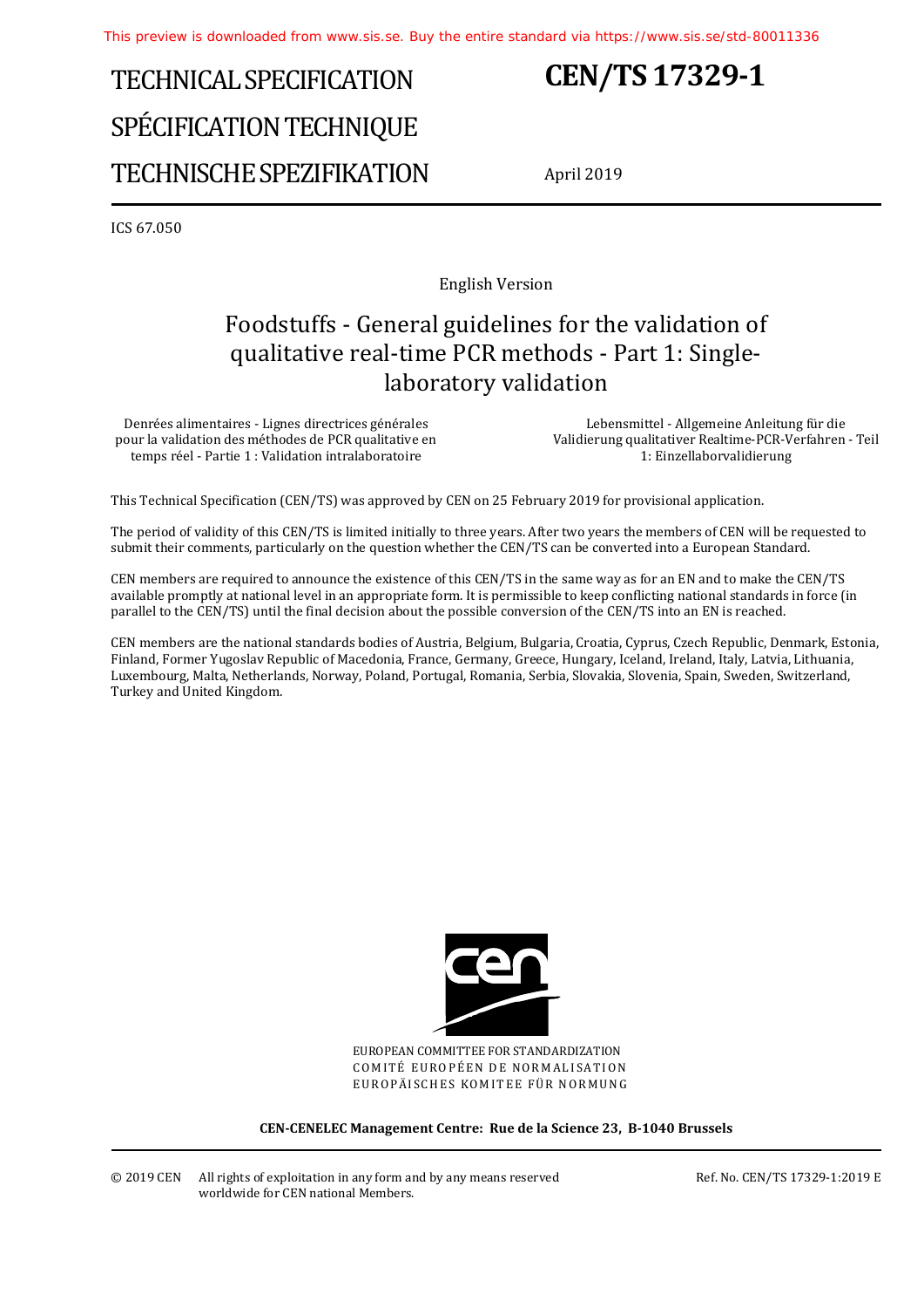This preview is downloaded from www.sis.se. Buy the entire standard via https://www.sis.se/std-80011336

# TECHNICAL SPECIFICATION
# SPÉCIFICATION TECHNIQUE
# TECHNISCHE SPEZIFIKATION

**CEN/TS 17329-1**

April 2019

ICS 67.050

English Version

## Foodstuffs - General guidelines for the validation of qualitative real-time PCR methods - Part 1: Single-laboratory validation

Denrées alimentaires - Lignes directrices générales pour la validation des méthodes de PCR qualitative en temps réel - Partie 1 : Validation intralaboratoire

Lebensmittel - Allgemeine Anleitung für die Validierung qualitativer Realtime-PCR-Verfahren - Teil 1: Einzellaborvalidierung

This Technical Specification (CEN/TS) was approved by CEN on 25 February 2019 for provisional application.

The period of validity of this CEN/TS is limited initially to three years. After two years the members of CEN will be requested to submit their comments, particularly on the question whether the CEN/TS can be converted into a European Standard.

CEN members are required to announce the existence of this CEN/TS in the same way as for an EN and to make the CEN/TS available promptly at national level in an appropriate form. It is permissible to keep conflicting national standards in force (in parallel to the CEN/TS) until the final decision about the possible conversion of the CEN/TS into an EN is reached.

CEN members are the national standards bodies of Austria, Belgium, Bulgaria, Croatia, Cyprus, Czech Republic, Denmark, Estonia, Finland, Former Yugoslav Republic of Macedonia, France, Germany, Greece, Hungary, Iceland, Ireland, Italy, Latvia, Lithuania, Luxembourg, Malta, Netherlands, Norway, Poland, Portugal, Romania, Serbia, Slovakia, Slovenia, Spain, Sweden, Switzerland, Turkey and United Kingdom.

EUROPEAN COMMITTEE FOR STANDARDIZATION
COMITÉ EUROPÉEN DE NORMALISATION
EUROPÄISCHES KOMITEE FÜR NORMUNG

**CEN-CENELEC Management Centre: Rue de la Science 23, B-1040 Brussels**

© 2019 CEN All rights of exploitation in any form and by any means reserved worldwide for CEN national Members.

Ref. No. CEN/TS 17329-1:2019 E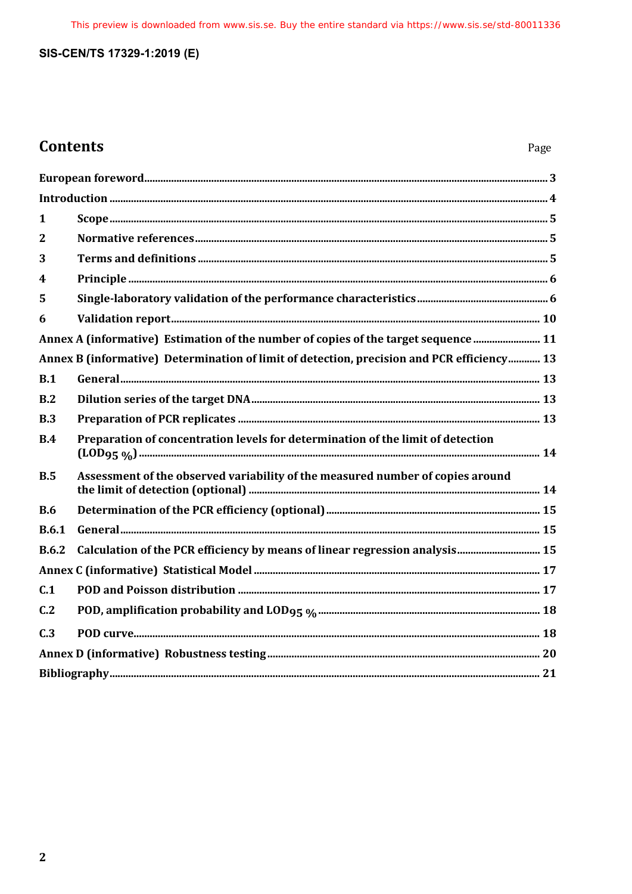# Contents

Page

| | | |
|---|---|---|
| European foreword | | 3 |
| Introduction | | 4 |
| 1 | Scope | 5 |
| 2 | Normative references | 5 |
| 3 | Terms and definitions | 5 |
| 4 | Principle | 6 |
| 5 | Single-laboratory validation of the performance characteristics | 6 |
| 6 | Validation report | 10 |
| Annex A (informative) Estimation of the number of copies of the target sequence | | 11 |
| Annex B (informative) Determination of limit of detection, precision and PCR efficiency | | 13 |
| B.1 | General | 13 |
| B.2 | Dilution series of the target DNA | 13 |
| B.3 | Preparation of PCR replicates | 13 |
| B.4 | Preparation of concentration levels for determination of the limit of detection ($LOD_{95\ \%}$) | 14 |
| B.5 | Assessment of the observed variability of the measured number of copies around the limit of detection (optional) | 14 |
| B.6 | Determination of the PCR efficiency (optional) | 15 |
| B.6.1 | General | 15 |
| B.6.2 | Calculation of the PCR efficiency by means of linear regression analysis | 15 |
| Annex C (informative) Statistical Model | | 17 |
| C.1 | POD and Poisson distribution | 17 |
| C.2 | POD, amplification probability and $LOD_{95\ \%}$ | 18 |
| C.3 | POD curve | 18 |
| Annex D (informative) Robustness testing | | 20 |
| Bibliography | | 21 |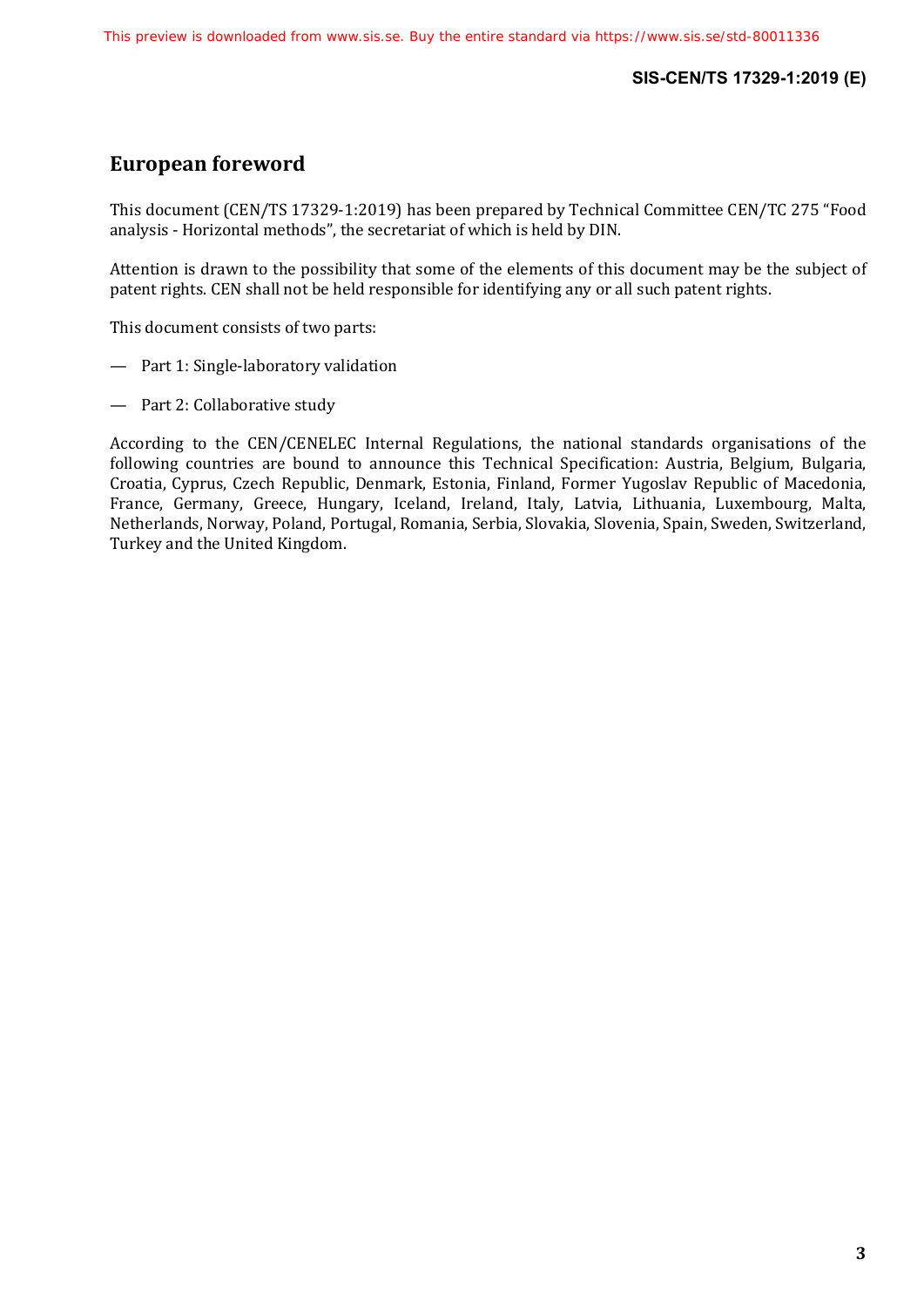# European foreword

This document (CEN/TS 17329-1:2019) has been prepared by Technical Committee CEN/TC 275 "Food analysis - Horizontal methods", the secretariat of which is held by DIN.

Attention is drawn to the possibility that some of the elements of this document may be the subject of patent rights. CEN shall not be held responsible for identifying any or all such patent rights.

This document consists of two parts:

— Part 1: Single-laboratory validation

— Part 2: Collaborative study

According to the CEN/CENELEC Internal Regulations, the national standards organisations of the following countries are bound to announce this Technical Specification: Austria, Belgium, Bulgaria, Croatia, Cyprus, Czech Republic, Denmark, Estonia, Finland, Former Yugoslav Republic of Macedonia, France, Germany, Greece, Hungary, Iceland, Ireland, Italy, Latvia, Lithuania, Luxembourg, Malta, Netherlands, Norway, Poland, Portugal, Romania, Serbia, Slovakia, Slovenia, Spain, Sweden, Switzerland, Turkey and the United Kingdom.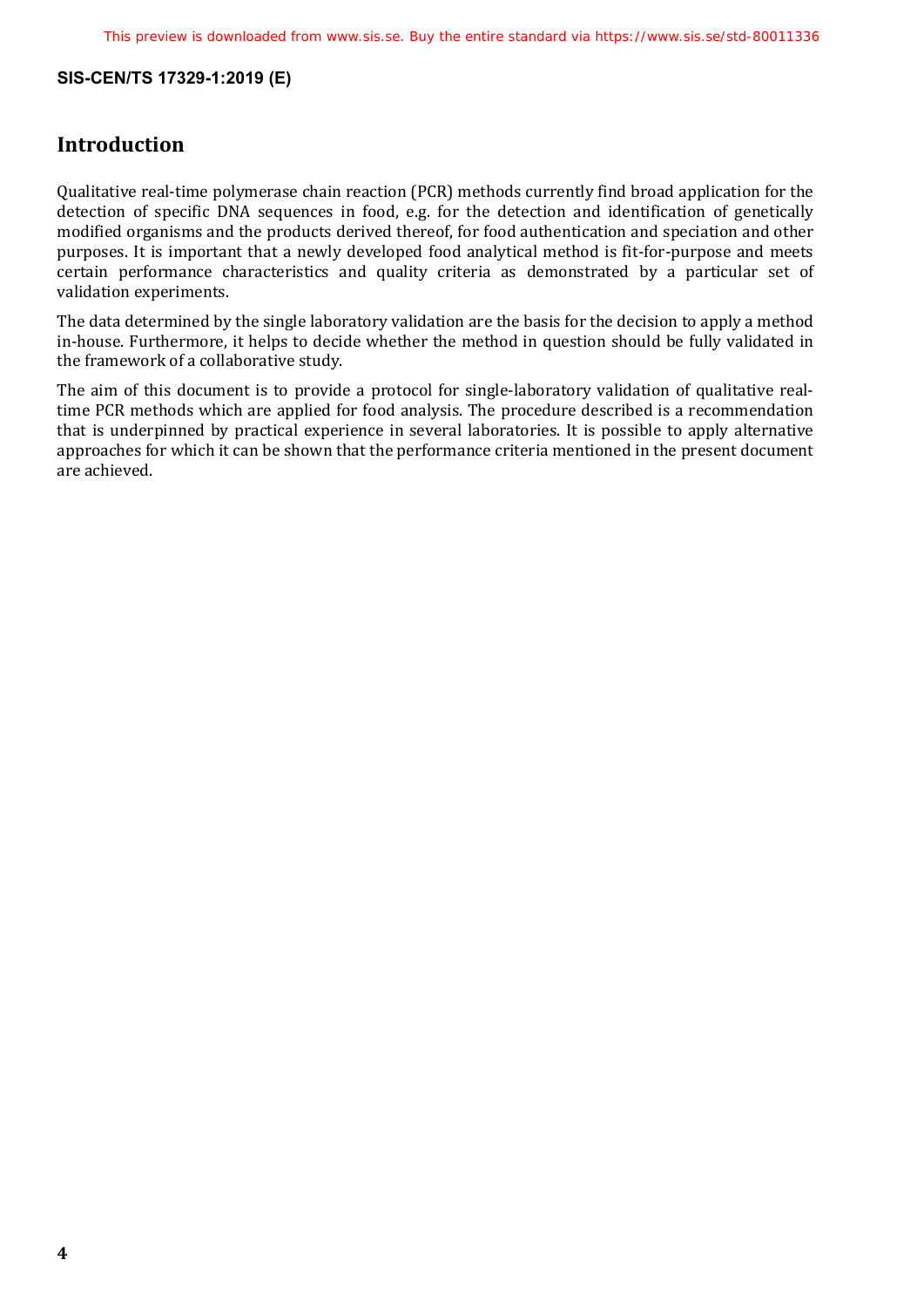## Introduction

Qualitative real-time polymerase chain reaction (PCR) methods currently find broad application for the detection of specific DNA sequences in food, e.g. for the detection and identification of genetically modified organisms and the products derived thereof, for food authentication and speciation and other purposes. It is important that a newly developed food analytical method is fit-for-purpose and meets certain performance characteristics and quality criteria as demonstrated by a particular set of validation experiments.

The data determined by the single laboratory validation are the basis for the decision to apply a method in-house. Furthermore, it helps to decide whether the method in question should be fully validated in the framework of a collaborative study.

The aim of this document is to provide a protocol for single-laboratory validation of qualitative real-time PCR methods which are applied for food analysis. The procedure described is a recommendation that is underpinned by practical experience in several laboratories. It is possible to apply alternative approaches for which it can be shown that the performance criteria mentioned in the present document are achieved.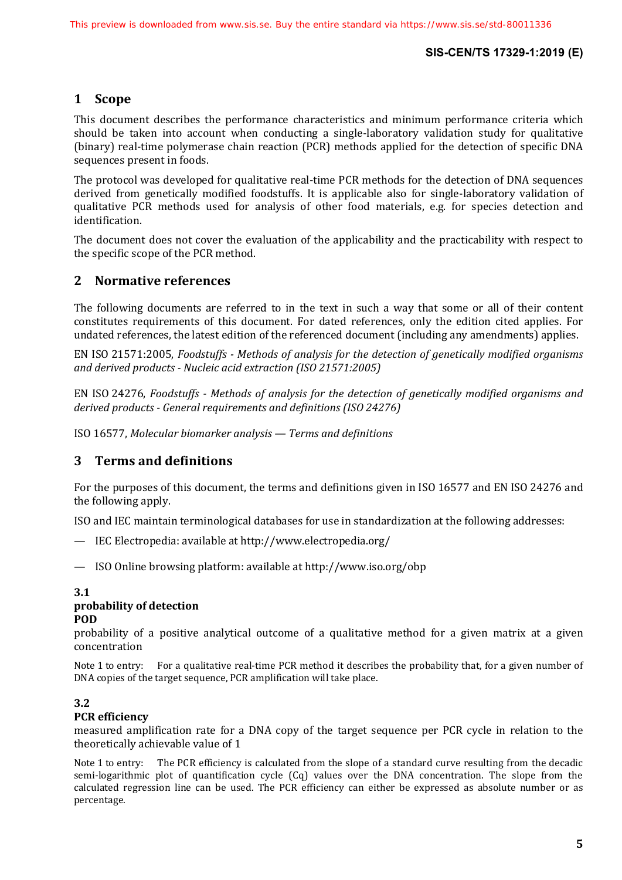## 1 Scope

This document describes the performance characteristics and minimum performance criteria which should be taken into account when conducting a single-laboratory validation study for qualitative (binary) real-time polymerase chain reaction (PCR) methods applied for the detection of specific DNA sequences present in foods.

The protocol was developed for qualitative real-time PCR methods for the detection of DNA sequences derived from genetically modified foodstuffs. It is applicable also for single-laboratory validation of qualitative PCR methods used for analysis of other food materials, e.g. for species detection and identification.

The document does not cover the evaluation of the applicability and the practicability with respect to the specific scope of the PCR method.

## 2 Normative references

The following documents are referred to in the text in such a way that some or all of their content constitutes requirements of this document. For dated references, only the edition cited applies. For undated references, the latest edition of the referenced document (including any amendments) applies.

EN ISO 21571:2005, *Foodstuffs - Methods of analysis for the detection of genetically modified organisms and derived products - Nucleic acid extraction (ISO 21571:2005)*

EN ISO 24276, *Foodstuffs - Methods of analysis for the detection of genetically modified organisms and derived products - General requirements and definitions (ISO 24276)*

ISO 16577, *Molecular biomarker analysis — Terms and definitions*

## 3 Terms and definitions

For the purposes of this document, the terms and definitions given in ISO 16577 and EN ISO 24276 and the following apply.

ISO and IEC maintain terminological databases for use in standardization at the following addresses:

— IEC Electropedia: available at http://www.electropedia.org/

— ISO Online browsing platform: available at http://www.iso.org/obp

**3.1**
**probability of detection**
**POD**
probability of a positive analytical outcome of a qualitative method for a given matrix at a given concentration

Note 1 to entry: For a qualitative real-time PCR method it describes the probability that, for a given number of DNA copies of the target sequence, PCR amplification will take place.

**3.2**
**PCR efficiency**
measured amplification rate for a DNA copy of the target sequence per PCR cycle in relation to the theoretically achievable value of 1

Note 1 to entry: The PCR efficiency is calculated from the slope of a standard curve resulting from the decadic semi-logarithmic plot of quantification cycle (Cq) values over the DNA concentration. The slope from the calculated regression line can be used. The PCR efficiency can either be expressed as absolute number or as percentage.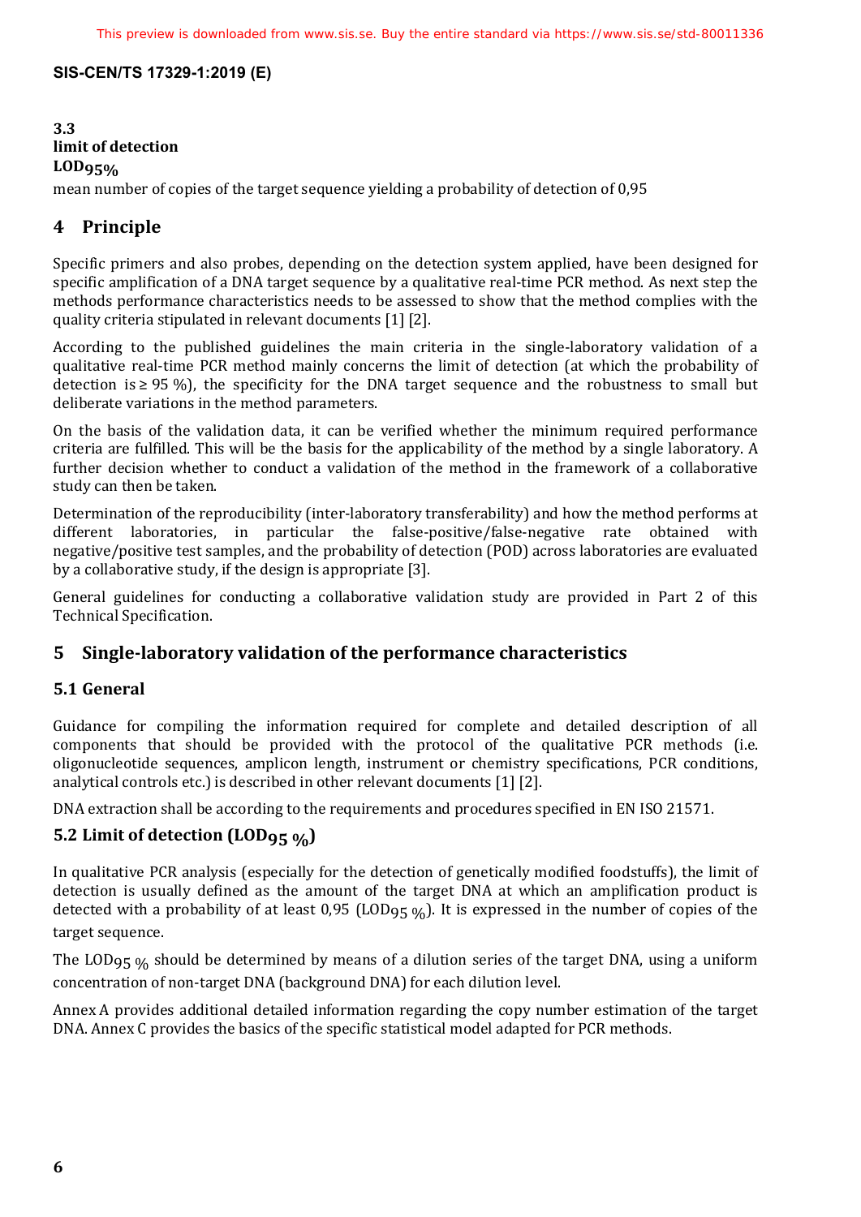### 3.3
**limit of detection**
**$LOD_{95\%}$**

mean number of copies of the target sequence yielding a probability of detection of 0,95

# 4 Principle

Specific primers and also probes, depending on the detection system applied, have been designed for specific amplification of a DNA target sequence by a qualitative real-time PCR method. As next step the methods performance characteristics needs to be assessed to show that the method complies with the quality criteria stipulated in relevant documents [1] [2].

According to the published guidelines the main criteria in the single-laboratory validation of a qualitative real-time PCR method mainly concerns the limit of detection (at which the probability of detection is ≥ 95 %), the specificity for the DNA target sequence and the robustness to small but deliberate variations in the method parameters.

On the basis of the validation data, it can be verified whether the minimum required performance criteria are fulfilled. This will be the basis for the applicability of the method by a single laboratory. A further decision whether to conduct a validation of the method in the framework of a collaborative study can then be taken.

Determination of the reproducibility (inter-laboratory transferability) and how the method performs at different laboratories, in particular the false-positive/false-negative rate obtained with negative/positive test samples, and the probability of detection (POD) across laboratories are evaluated by a collaborative study, if the design is appropriate [3].

General guidelines for conducting a collaborative validation study are provided in Part 2 of this Technical Specification.

# 5 Single-laboratory validation of the performance characteristics

## 5.1 General

Guidance for compiling the information required for complete and detailed description of all components that should be provided with the protocol of the qualitative PCR methods (i.e. oligonucleotide sequences, amplicon length, instrument or chemistry specifications, PCR conditions, analytical controls etc.) is described in other relevant documents [1] [2].

DNA extraction shall be according to the requirements and procedures specified in EN ISO 21571.

## 5.2 Limit of detection ($LOD_{95\ \%}$)

In qualitative PCR analysis (especially for the detection of genetically modified foodstuffs), the limit of detection is usually defined as the amount of the target DNA at which an amplification product is detected with a probability of at least 0,95 ($LOD_{95\ \%}$). It is expressed in the number of copies of the target sequence.

The $LOD_{95\ \%}$ should be determined by means of a dilution series of the target DNA, using a uniform concentration of non-target DNA (background DNA) for each dilution level.

Annex A provides additional detailed information regarding the copy number estimation of the target DNA. Annex C provides the basics of the specific statistical model adapted for PCR methods.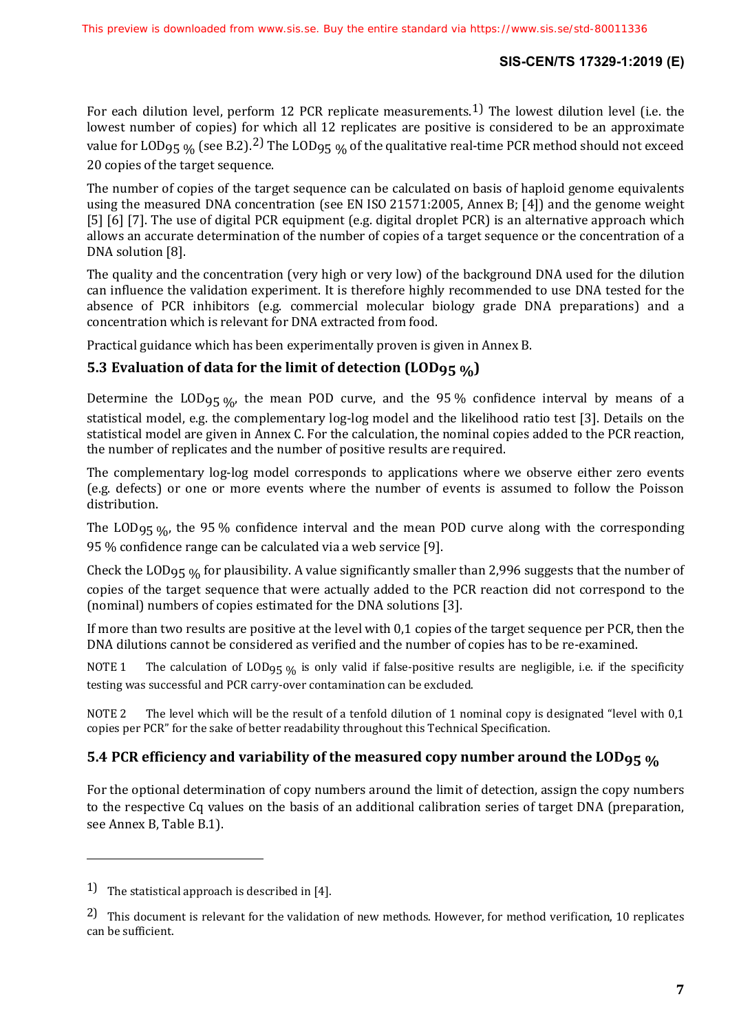For each dilution level, perform 12 PCR replicate measurements.[1)] The lowest dilution level (i.e. the lowest number of copies) for which all 12 replicates are positive is considered to be an approximate value for $LOD_{95\ \%}$ (see B.2).[2)] The $LOD_{95\ \%}$ of the qualitative real-time PCR method should not exceed 20 copies of the target sequence.

The number of copies of the target sequence can be calculated on basis of haploid genome equivalents using the measured DNA concentration (see EN ISO 21571:2005, Annex B; [4]) and the genome weight [5] [6] [7]. The use of digital PCR equipment (e.g. digital droplet PCR) is an alternative approach which allows an accurate determination of the number of copies of a target sequence or the concentration of a DNA solution [8].

The quality and the concentration (very high or very low) of the background DNA used for the dilution can influence the validation experiment. It is therefore highly recommended to use DNA tested for the absence of PCR inhibitors (e.g. commercial molecular biology grade DNA preparations) and a concentration which is relevant for DNA extracted from food.

Practical guidance which has been experimentally proven is given in Annex B.

## 5.3 Evaluation of data for the limit of detection ($LOD_{95\ \%}$)

Determine the $LOD_{95\ \%}$, the mean POD curve, and the 95 % confidence interval by means of a statistical model, e.g. the complementary log-log model and the likelihood ratio test [3]. Details on the statistical model are given in Annex C. For the calculation, the nominal copies added to the PCR reaction, the number of replicates and the number of positive results are required.

The complementary log-log model corresponds to applications where we observe either zero events (e.g. defects) or one or more events where the number of events is assumed to follow the Poisson distribution.

The $LOD_{95\ \%}$, the 95 % confidence interval and the mean POD curve along with the corresponding 95 % confidence range can be calculated via a web service [9].

Check the $LOD_{95\ \%}$ for plausibility. A value significantly smaller than 2,996 suggests that the number of copies of the target sequence that were actually added to the PCR reaction did not correspond to the (nominal) numbers of copies estimated for the DNA solutions [3].

If more than two results are positive at the level with 0,1 copies of the target sequence per PCR, then the DNA dilutions cannot be considered as verified and the number of copies has to be re-examined.

NOTE 1 The calculation of $LOD_{95\ \%}$ is only valid if false-positive results are negligible, i.e. if the specificity testing was successful and PCR carry-over contamination can be excluded.

NOTE 2 The level which will be the result of a tenfold dilution of 1 nominal copy is designated "level with 0,1 copies per PCR" for the sake of better readability throughout this Technical Specification.

## 5.4 PCR efficiency and variability of the measured copy number around the $LOD_{95\ \%}$

For the optional determination of copy numbers around the limit of detection, assign the copy numbers to the respective Cq values on the basis of an additional calibration series of target DNA (preparation, see Annex B, Table B.1).

---

1) The statistical approach is described in [4].

2) This document is relevant for the validation of new methods. However, for method verification, 10 replicates can be sufficient.